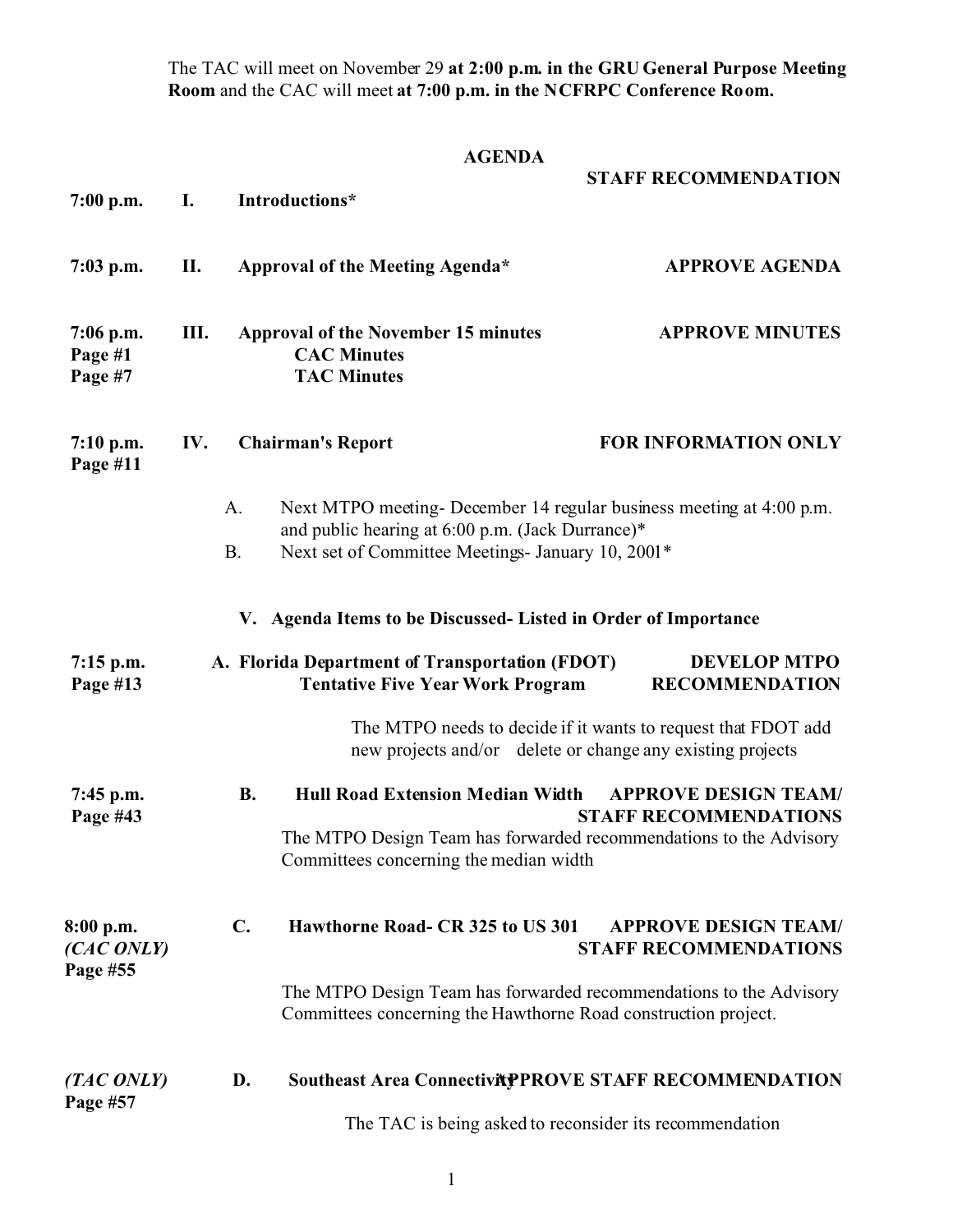The TAC will meet on November 29 **at 2:00 p.m. in the GRU General Purpose Meeting Room** and the CAC will meet **at 7:00 p.m. in the NCFRPC Conference Room.**

## AGENDA

| Time | Item | | Staff Recommendation |
|---|---|---|---|
| | | | **STAFF RECOMMENDATION** |
| **7:00 p.m.** | **I.** | **Introductions*** | |
| **7:03 p.m.** | **II.** | **Approval of the Meeting Agenda*** | **APPROVE AGENDA** |
| **7:06 p.m.** | **III.** | **Approval of the November 15 minutes** | **APPROVE MINUTES** |
| **Page #1** | | **CAC Minutes** | |
| **Page #7** | | **TAC Minutes** | |
| **7:10 p.m.** **Page #11** | **IV.** | **Chairman's Report** | **FOR INFORMATION ONLY** |

A. Next MTPO meeting- December 14 regular business meeting at 4:00 p.m. and public hearing at 6:00 p.m. (Jack Durrance)*

B. Next set of Committee Meetings- January 10, 2001*

### V. Agenda Items to be Discussed- Listed in Order of Importance

**7:15 p.m.** **Page #13**

**A. Florida Department of Transportation (FDOT) Tentative Five Year Work Program** — **DEVELOP MTPO RECOMMENDATION**

The MTPO needs to decide if it wants to request that FDOT add new projects and/or delete or change any existing projects

**7:45 p.m.** **Page #43**

**B. Hull Road Extension Median Width** — **APPROVE DESIGN TEAM/ STAFF RECOMMENDATIONS**

The MTPO Design Team has forwarded recommendations to the Advisory Committees concerning the median width

**8:00 p.m.** ***(CAC ONLY)*** **Page #55**

**C. Hawthorne Road- CR 325 to US 301** — **APPROVE DESIGN TEAM/ STAFF RECOMMENDATIONS**

The MTPO Design Team has forwarded recommendations to the Advisory Committees concerning the Hawthorne Road construction project.

***(TAC ONLY)*** **Page #57**

**D. Southeast Area Connectivity** — **APPROVE STAFF RECOMMENDATION**

The TAC is being asked to reconsider its recommendation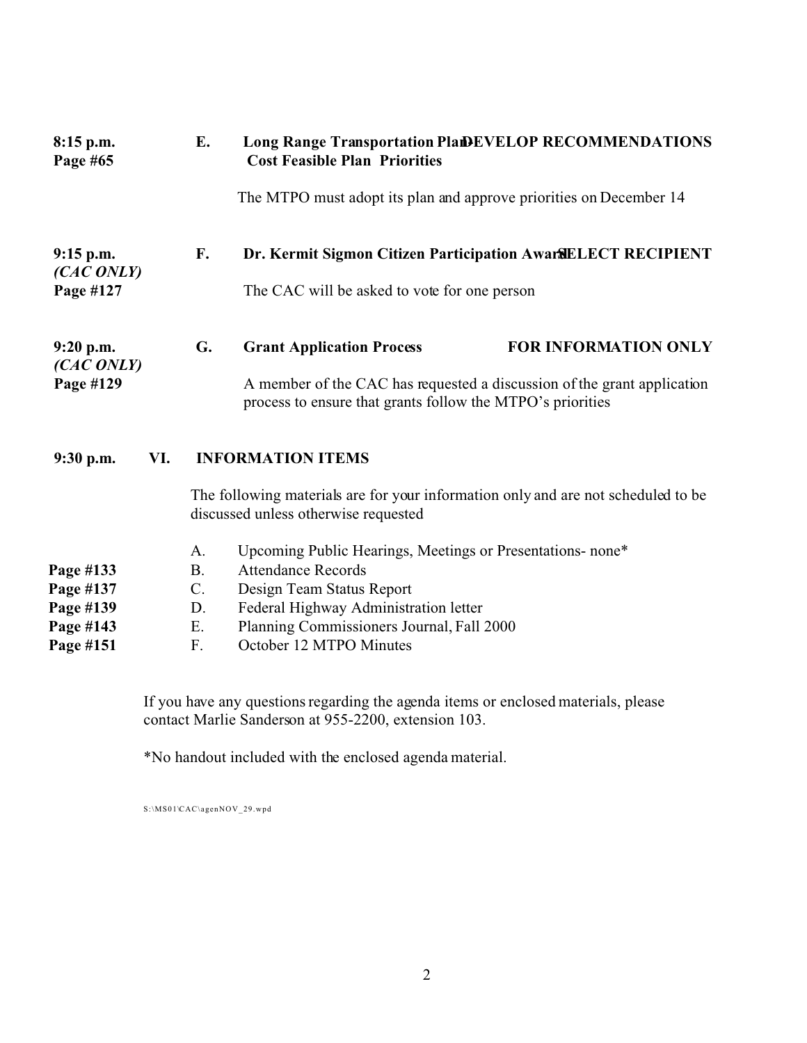**8:15 p.m.** **E.** **Long Range Transportation Plan- Cost Feasible Plan Priorities** **DEVELOP RECOMMENDATIONS**
**Page #65**

The MTPO must adopt its plan and approve priorities on December 14

**9:15 p.m.** **F.** **Dr. Kermit Sigmon Citizen Participation Award** **SELECT RECIPIENT**
***(CAC ONLY)***
**Page #127**

The CAC will be asked to vote for one person

**9:20 p.m.** **G.** **Grant Application Process** **FOR INFORMATION ONLY**
***(CAC ONLY)***
**Page #129**

A member of the CAC has requested a discussion of the grant application process to ensure that grants follow the MTPO's priorities

**9:30 p.m.** **VI.** **INFORMATION ITEMS**

The following materials are for your information only and are not scheduled to be discussed unless otherwise requested

| | | |
|---|---|---|
| | A. | Upcoming Public Hearings, Meetings or Presentations- none* |
| **Page #133** | B. | Attendance Records |
| **Page #137** | C. | Design Team Status Report |
| **Page #139** | D. | Federal Highway Administration letter |
| **Page #143** | E. | Planning Commissioners Journal, Fall 2000 |
| **Page #151** | F. | October 12 MTPO Minutes |

If you have any questions regarding the agenda items or enclosed materials, please contact Marlie Sanderson at 955-2200, extension 103.

*No handout included with the enclosed agenda material.

S:\MS01\CAC\agenNOV_29.wpd